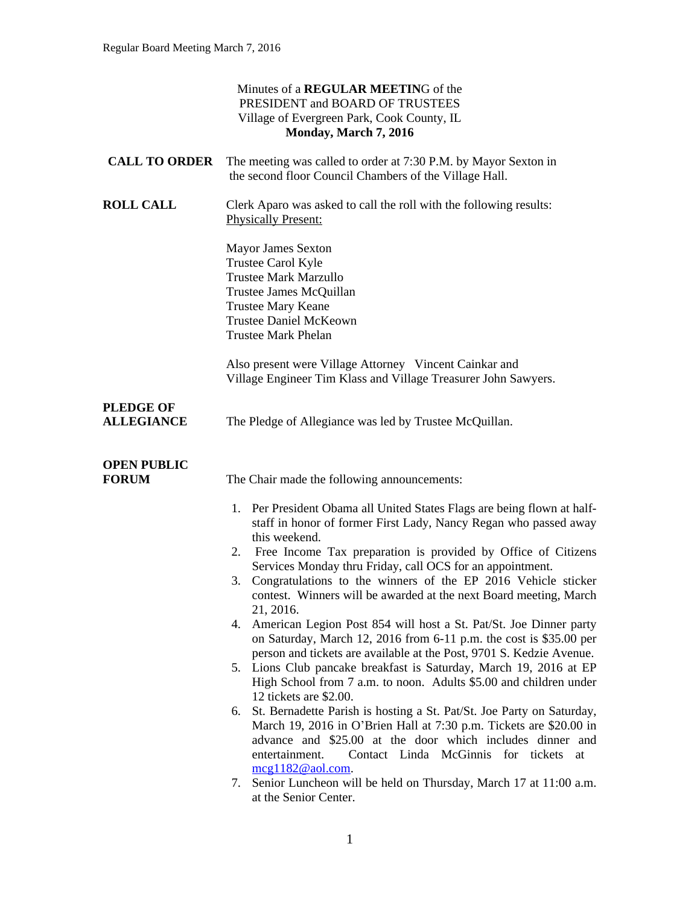Minutes of a **REGULAR MEETIN**G of the
PRESIDENT and BOARD OF TRUSTEES
Village of Evergreen Park, Cook County, IL
**Monday, March 7, 2016**

**CALL TO ORDER** The meeting was called to order at 7:30 P.M. by Mayor Sexton in the second floor Council Chambers of the Village Hall.

**ROLL CALL** Clerk Aparo was asked to call the roll with the following results:
Physically Present:

Mayor James Sexton
Trustee Carol Kyle
Trustee Mark Marzullo
Trustee James McQuillan
Trustee Mary Keane
Trustee Daniel McKeown
Trustee Mark Phelan

Also present were Village Attorney Vincent Cainkar and Village Engineer Tim Klass and Village Treasurer John Sawyers.

**PLEDGE OF ALLEGIANCE** The Pledge of Allegiance was led by Trustee McQuillan.

**OPEN PUBLIC FORUM** The Chair made the following announcements:

1. Per President Obama all United States Flags are being flown at half-staff in honor of former First Lady, Nancy Regan who passed away this weekend.
2. Free Income Tax preparation is provided by Office of Citizens Services Monday thru Friday, call OCS for an appointment.
3. Congratulations to the winners of the EP 2016 Vehicle sticker contest. Winners will be awarded at the next Board meeting, March 21, 2016.
4. American Legion Post 854 will host a St. Pat/St. Joe Dinner party on Saturday, March 12, 2016 from 6-11 p.m. the cost is $35.00 per person and tickets are available at the Post, 9701 S. Kedzie Avenue.
5. Lions Club pancake breakfast is Saturday, March 19, 2016 at EP High School from 7 a.m. to noon. Adults $5.00 and children under 12 tickets are $2.00.
6. St. Bernadette Parish is hosting a St. Pat/St. Joe Party on Saturday, March 19, 2016 in O'Brien Hall at 7:30 p.m. Tickets are $20.00 in advance and $25.00 at the door which includes dinner and entertainment. Contact Linda McGinnis for tickets at mcg1182@aol.com.
7. Senior Luncheon will be held on Thursday, March 17 at 11:00 a.m. at the Senior Center.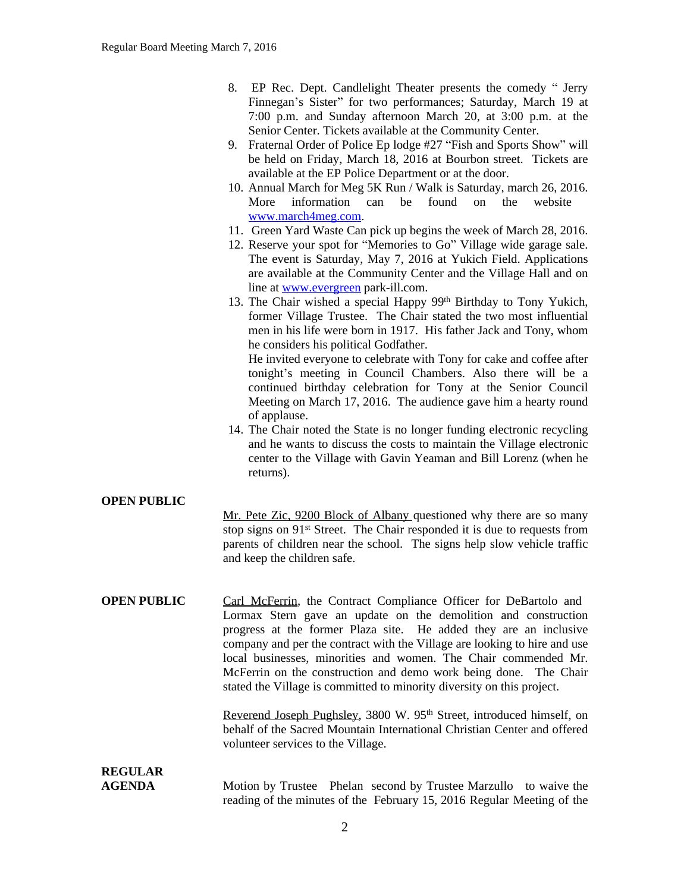8. EP Rec. Dept. Candlelight Theater presents the comedy " Jerry Finnegan's Sister" for two performances; Saturday, March 19 at 7:00 p.m. and Sunday afternoon March 20, at 3:00 p.m. at the Senior Center. Tickets available at the Community Center.
9. Fraternal Order of Police Ep lodge #27 "Fish and Sports Show" will be held on Friday, March 18, 2016 at Bourbon street. Tickets are available at the EP Police Department or at the door.
10. Annual March for Meg 5K Run / Walk is Saturday, march 26, 2016. More information can be found on the website www.march4meg.com.
11. Green Yard Waste Can pick up begins the week of March 28, 2016.
12. Reserve your spot for "Memories to Go" Village wide garage sale. The event is Saturday, May 7, 2016 at Yukich Field. Applications are available at the Community Center and the Village Hall and on line at www.evergreen park-ill.com.
13. The Chair wished a special Happy 99th Birthday to Tony Yukich, former Village Trustee. The Chair stated the two most influential men in his life were born in 1917. His father Jack and Tony, whom he considers his political Godfather.
    He invited everyone to celebrate with Tony for cake and coffee after tonight's meeting in Council Chambers. Also there will be a continued birthday celebration for Tony at the Senior Council Meeting on March 17, 2016. The audience gave him a hearty round of applause.
14. The Chair noted the State is no longer funding electronic recycling and he wants to discuss the costs to maintain the Village electronic center to the Village with Gavin Yeaman and Bill Lorenz (when he returns).

**OPEN PUBLIC**

Mr. Pete Zic, 9200 Block of Albany questioned why there are so many stop signs on 91st Street. The Chair responded it is due to requests from parents of children near the school. The signs help slow vehicle traffic and keep the children safe.

**OPEN PUBLIC**

Carl McFerrin, the Contract Compliance Officer for DeBartolo and Lormax Stern gave an update on the demolition and construction progress at the former Plaza site. He added they are an inclusive company and per the contract with the Village are looking to hire and use local businesses, minorities and women. The Chair commended Mr. McFerrin on the construction and demo work being done. The Chair stated the Village is committed to minority diversity on this project.

Reverend Joseph Pughsley, 3800 W. 95th Street, introduced himself, on behalf of the Sacred Mountain International Christian Center and offered volunteer services to the Village.

**REGULAR AGENDA**

Motion by Trustee Phelan second by Trustee Marzullo to waive the reading of the minutes of the February 15, 2016 Regular Meeting of the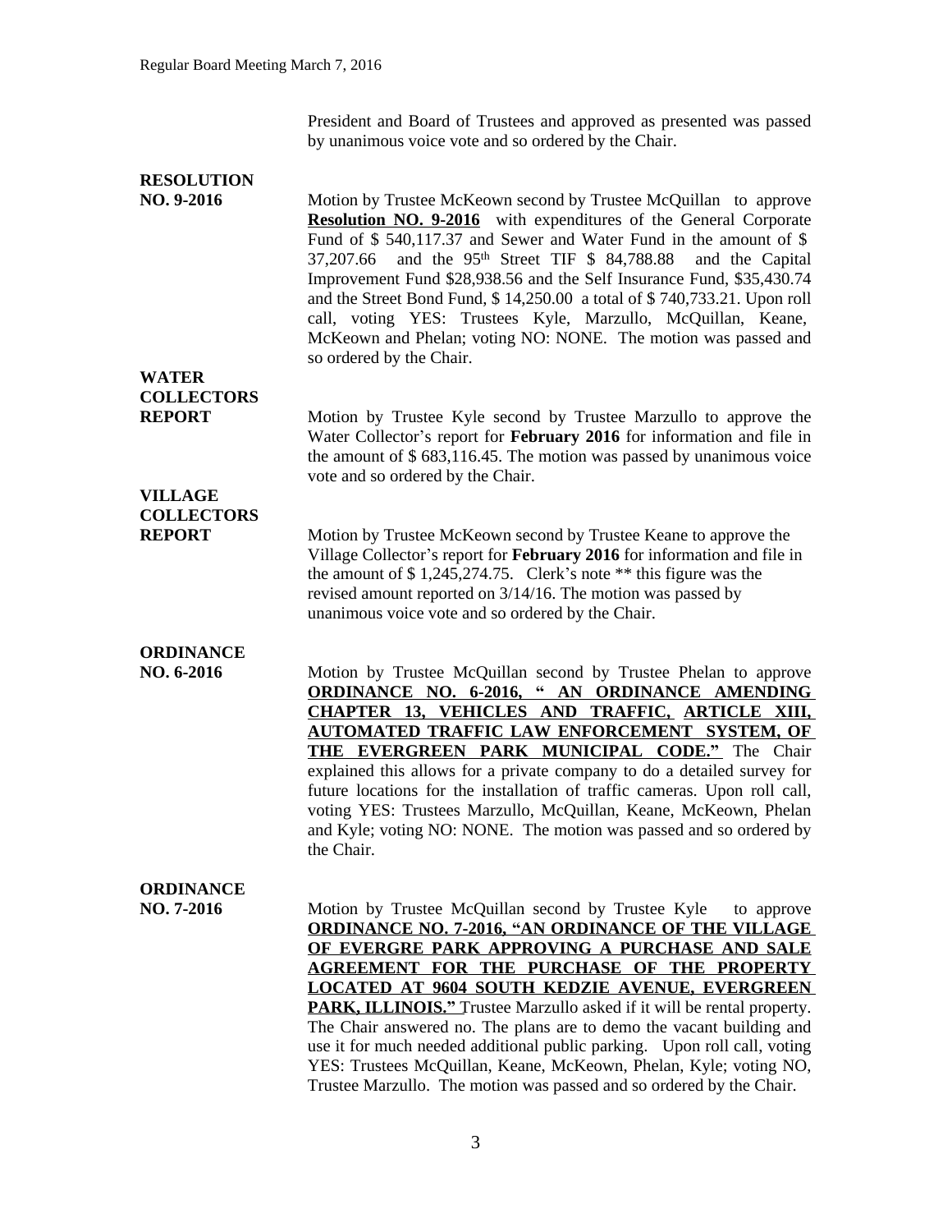President and Board of Trustees and approved as presented was passed by unanimous voice vote and so ordered by the Chair.

**RESOLUTION NO. 9-2016**

Motion by Trustee McKeown second by Trustee McQuillan to approve **Resolution NO. 9-2016** with expenditures of the General Corporate Fund of $ 540,117.37 and Sewer and Water Fund in the amount of $ 37,207.66 and the 95th Street TIF $ 84,788.88 and the Capital Improvement Fund $28,938.56 and the Self Insurance Fund, $35,430.74 and the Street Bond Fund, $ 14,250.00 a total of $ 740,733.21. Upon roll call, voting YES: Trustees Kyle, Marzullo, McQuillan, Keane, McKeown and Phelan; voting NO: NONE. The motion was passed and so ordered by the Chair.

**WATER COLLECTORS REPORT**

Motion by Trustee Kyle second by Trustee Marzullo to approve the Water Collector's report for **February 2016** for information and file in the amount of $ 683,116.45. The motion was passed by unanimous voice vote and so ordered by the Chair.

**VILLAGE COLLECTORS REPORT**

Motion by Trustee McKeown second by Trustee Keane to approve the Village Collector's report for **February 2016** for information and file in the amount of $ 1,245,274.75. Clerk's note ** this figure was the revised amount reported on 3/14/16. The motion was passed by unanimous voice vote and so ordered by the Chair.

**ORDINANCE NO. 6-2016**

Motion by Trustee McQuillan second by Trustee Phelan to approve **ORDINANCE NO. 6-2016, " AN ORDINANCE AMENDING CHAPTER 13, VEHICLES AND TRAFFIC, ARTICLE XIII, AUTOMATED TRAFFIC LAW ENFORCEMENT SYSTEM, OF THE EVERGREEN PARK MUNICIPAL CODE."** The Chair explained this allows for a private company to do a detailed survey for future locations for the installation of traffic cameras. Upon roll call, voting YES: Trustees Marzullo, McQuillan, Keane, McKeown, Phelan and Kyle; voting NO: NONE. The motion was passed and so ordered by the Chair.

**ORDINANCE NO. 7-2016**

Motion by Trustee McQuillan second by Trustee Kyle to approve **ORDINANCE NO. 7-2016, "AN ORDINANCE OF THE VILLAGE OF EVERGRE PARK APPROVING A PURCHASE AND SALE AGREEMENT FOR THE PURCHASE OF THE PROPERTY LOCATED AT 9604 SOUTH KEDZIE AVENUE, EVERGREEN PARK, ILLINOIS."** Trustee Marzullo asked if it will be rental property. The Chair answered no. The plans are to demo the vacant building and use it for much needed additional public parking. Upon roll call, voting YES: Trustees McQuillan, Keane, McKeown, Phelan, Kyle; voting NO, Trustee Marzullo. The motion was passed and so ordered by the Chair.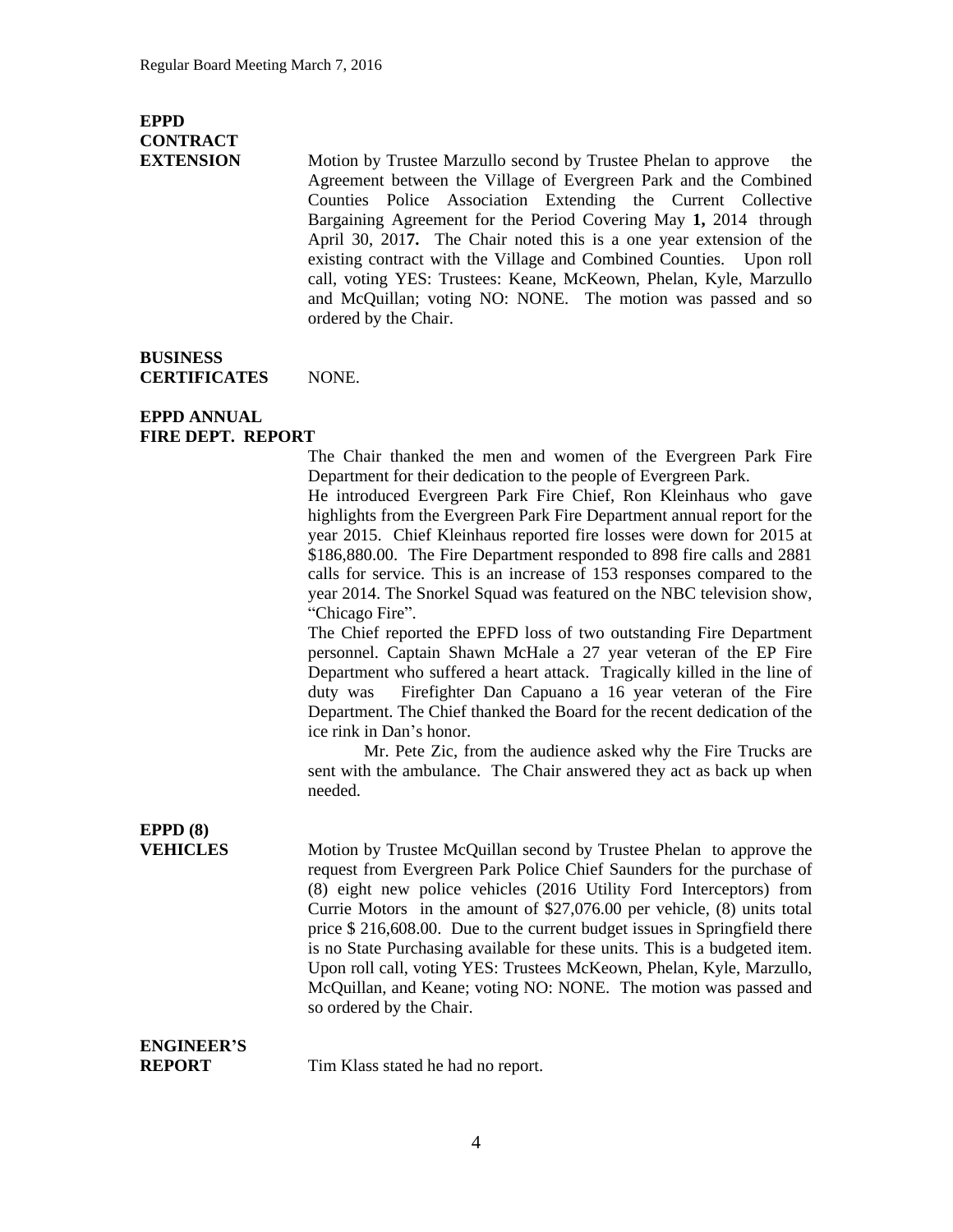**EPPD CONTRACT EXTENSION**

Motion by Trustee Marzullo second by Trustee Phelan to approve the Agreement between the Village of Evergreen Park and the Combined Counties Police Association Extending the Current Collective Bargaining Agreement for the Period Covering May **1,** 2014 through April 30, 201**7.** The Chair noted this is a one year extension of the existing contract with the Village and Combined Counties. Upon roll call, voting YES: Trustees: Keane, McKeown, Phelan, Kyle, Marzullo and McQuillan; voting NO: NONE. The motion was passed and so ordered by the Chair.

**BUSINESS CERTIFICATES**

NONE.

**EPPD ANNUAL FIRE DEPT. REPORT**

The Chair thanked the men and women of the Evergreen Park Fire Department for their dedication to the people of Evergreen Park.

He introduced Evergreen Park Fire Chief, Ron Kleinhaus who gave highlights from the Evergreen Park Fire Department annual report for the year 2015. Chief Kleinhaus reported fire losses were down for 2015 at $186,880.00. The Fire Department responded to 898 fire calls and 2881 calls for service. This is an increase of 153 responses compared to the year 2014. The Snorkel Squad was featured on the NBC television show, "Chicago Fire".

The Chief reported the EPFD loss of two outstanding Fire Department personnel. Captain Shawn McHale a 27 year veteran of the EP Fire Department who suffered a heart attack. Tragically killed in the line of duty was Firefighter Dan Capuano a 16 year veteran of the Fire Department. The Chief thanked the Board for the recent dedication of the ice rink in Dan's honor.

Mr. Pete Zic, from the audience asked why the Fire Trucks are sent with the ambulance. The Chair answered they act as back up when needed.

**EPPD (8) VEHICLES**

Motion by Trustee McQuillan second by Trustee Phelan to approve the request from Evergreen Park Police Chief Saunders for the purchase of (8) eight new police vehicles (2016 Utility Ford Interceptors) from Currie Motors in the amount of $27,076.00 per vehicle, (8) units total price $ 216,608.00. Due to the current budget issues in Springfield there is no State Purchasing available for these units. This is a budgeted item. Upon roll call, voting YES: Trustees McKeown, Phelan, Kyle, Marzullo, McQuillan, and Keane; voting NO: NONE. The motion was passed and so ordered by the Chair.

**ENGINEER'S REPORT**

Tim Klass stated he had no report.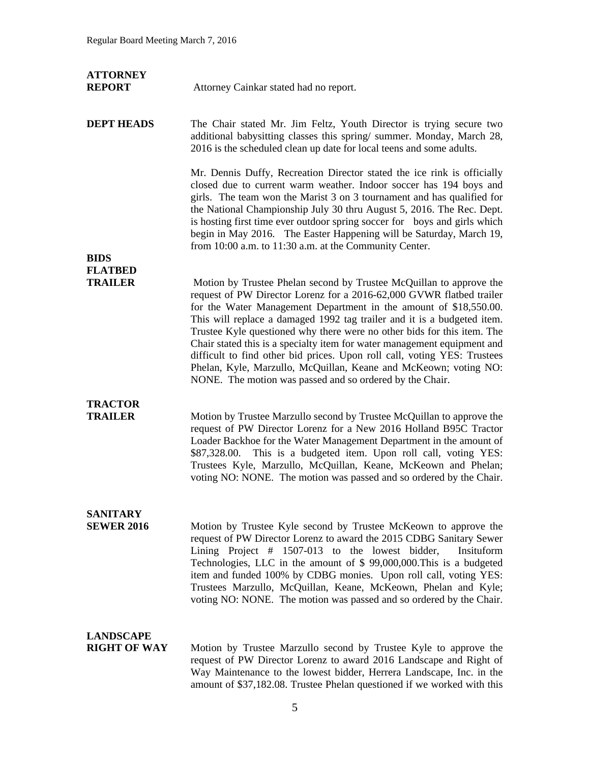**ATTORNEY REPORT**

Attorney Cainkar stated had no report.

**DEPT HEADS**

The Chair stated Mr. Jim Feltz, Youth Director is trying secure two additional babysitting classes this spring/ summer. Monday, March 28, 2016 is the scheduled clean up date for local teens and some adults.

Mr. Dennis Duffy, Recreation Director stated the ice rink is officially closed due to current warm weather. Indoor soccer has 194 boys and girls. The team won the Marist 3 on 3 tournament and has qualified for the National Championship July 30 thru August 5, 2016. The Rec. Dept. is hosting first time ever outdoor spring soccer for boys and girls which begin in May 2016. The Easter Happening will be Saturday, March 19, from 10:00 a.m. to 11:30 a.m. at the Community Center.

**BIDS**

**FLATBED TRAILER**

Motion by Trustee Phelan second by Trustee McQuillan to approve the request of PW Director Lorenz for a 2016-62,000 GVWR flatbed trailer for the Water Management Department in the amount of $18,550.00. This will replace a damaged 1992 tag trailer and it is a budgeted item. Trustee Kyle questioned why there were no other bids for this item. The Chair stated this is a specialty item for water management equipment and difficult to find other bid prices. Upon roll call, voting YES: Trustees Phelan, Kyle, Marzullo, McQuillan, Keane and McKeown; voting NO: NONE. The motion was passed and so ordered by the Chair.

**TRACTOR TRAILER**

Motion by Trustee Marzullo second by Trustee McQuillan to approve the request of PW Director Lorenz for a New 2016 Holland B95C Tractor Loader Backhoe for the Water Management Department in the amount of $87,328.00. This is a budgeted item. Upon roll call, voting YES: Trustees Kyle, Marzullo, McQuillan, Keane, McKeown and Phelan; voting NO: NONE. The motion was passed and so ordered by the Chair.

**SANITARY SEWER 2016**

Motion by Trustee Kyle second by Trustee McKeown to approve the request of PW Director Lorenz to award the 2015 CDBG Sanitary Sewer Lining Project # 1507-013 to the lowest bidder, Insituform Technologies, LLC in the amount of $ 99,000,000.This is a budgeted item and funded 100% by CDBG monies. Upon roll call, voting YES: Trustees Marzullo, McQuillan, Keane, McKeown, Phelan and Kyle; voting NO: NONE. The motion was passed and so ordered by the Chair.

**LANDSCAPE RIGHT OF WAY**

Motion by Trustee Marzullo second by Trustee Kyle to approve the request of PW Director Lorenz to award 2016 Landscape and Right of Way Maintenance to the lowest bidder, Herrera Landscape, Inc. in the amount of $37,182.08. Trustee Phelan questioned if we worked with this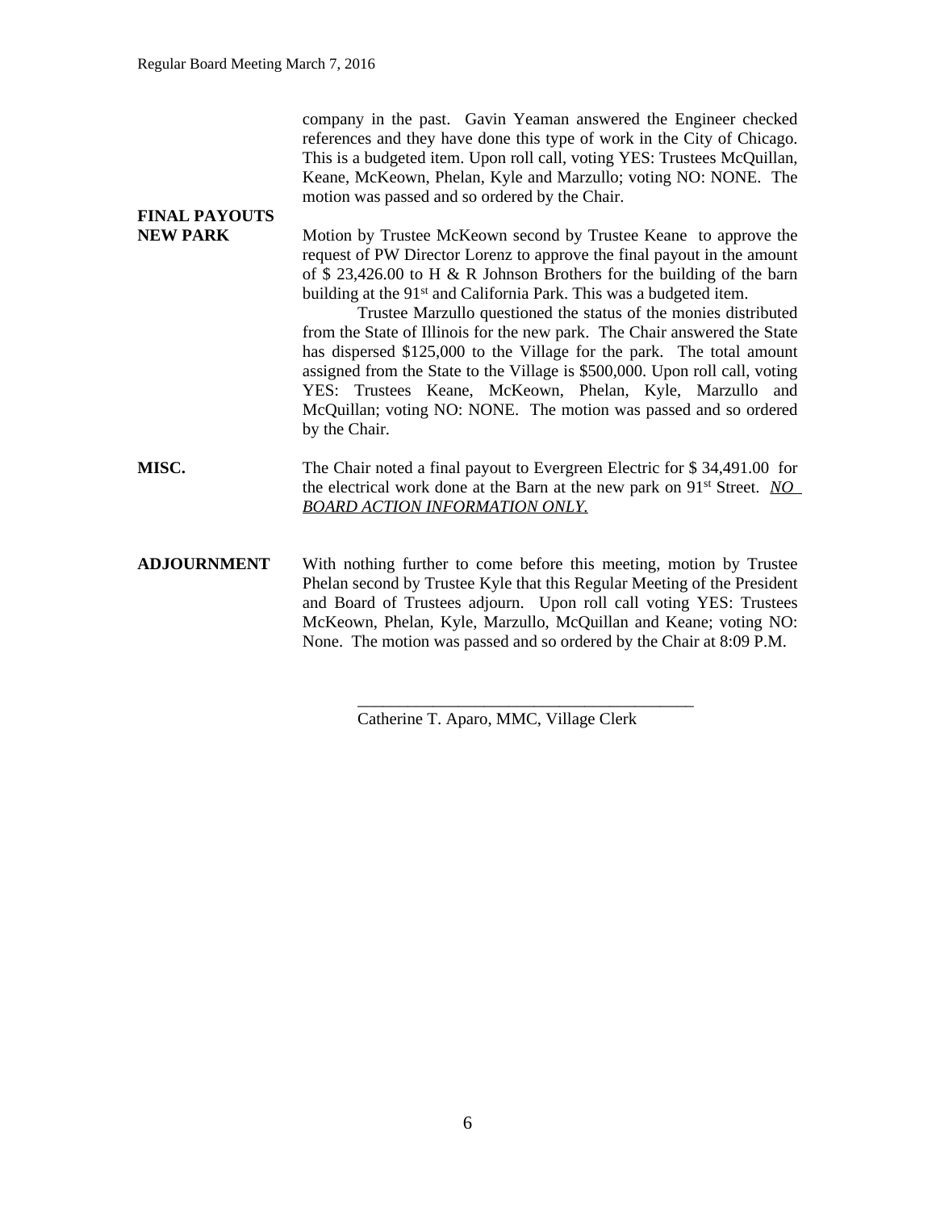company in the past. Gavin Yeaman answered the Engineer checked references and they have done this type of work in the City of Chicago. This is a budgeted item. Upon roll call, voting YES: Trustees McQuillan, Keane, McKeown, Phelan, Kyle and Marzullo; voting NO: NONE. The motion was passed and so ordered by the Chair.

**FINAL PAYOUTS NEW PARK**

Motion by Trustee McKeown second by Trustee Keane to approve the request of PW Director Lorenz to approve the final payout in the amount of $ 23,426.00 to H & R Johnson Brothers for the building of the barn building at the 91st and California Park. This was a budgeted item.

Trustee Marzullo questioned the status of the monies distributed from the State of Illinois for the new park. The Chair answered the State has dispersed $125,000 to the Village for the park. The total amount assigned from the State to the Village is $500,000. Upon roll call, voting YES: Trustees Keane, McKeown, Phelan, Kyle, Marzullo and McQuillan; voting NO: NONE. The motion was passed and so ordered by the Chair.

**MISC.**

The Chair noted a final payout to Evergreen Electric for $ 34,491.00 for the electrical work done at the Barn at the new park on 91st Street. *NO BOARD ACTION INFORMATION ONLY.*

**ADJOURNMENT**

With nothing further to come before this meeting, motion by Trustee Phelan second by Trustee Kyle that this Regular Meeting of the President and Board of Trustees adjourn. Upon roll call voting YES: Trustees McKeown, Phelan, Kyle, Marzullo, McQuillan and Keane; voting NO: None. The motion was passed and so ordered by the Chair at 8:09 P.M.

\_\_\_\_\_\_\_\_\_\_\_\_\_\_\_\_\_\_\_\_\_\_\_\_\_\_\_\_\_\_\_\_\_\_\_\_\_\_\_\_

Catherine T. Aparo, MMC, Village Clerk